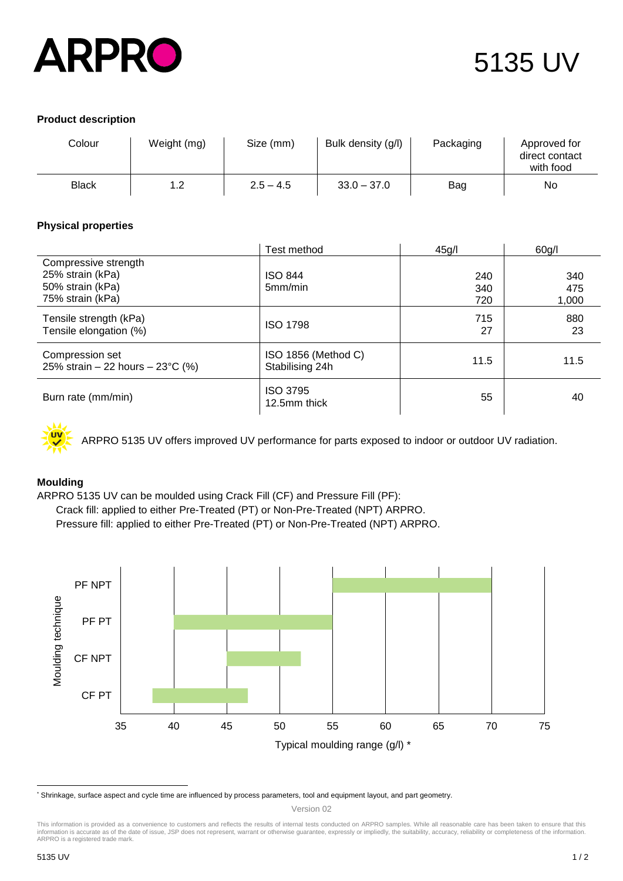# ARPRO

# 5135 UV

**Product description**

| Colour | Weight (mg) | Size (mm) | Bulk density (g/l) | Packaging | Approved for direct contact with food |
|---|---|---|---|---|---|
| Black | 1.2 | 2.5 – 4.5 | 33.0 – 37.0 | Bag | No |

**Physical properties**

| | Test method | 45g/l | 60g/l |
|---|---|---|---|
| Compressive strength<br>25% strain (kPa)<br>50% strain (kPa)<br>75% strain (kPa) | ISO 844<br>5mm/min | 240<br>340<br>720 | 340<br>475<br>1,000 |
| Tensile strength (kPa)<br>Tensile elongation (%) | ISO 1798 | 715<br>27 | 880<br>23 |
| Compression set<br>25% strain – 22 hours – 23°C (%) | ISO 1856 (Method C)<br>Stabilising 24h | 11.5 | 11.5 |
| Burn rate (mm/min) | ISO 3795<br>12.5mm thick | 55 | 40 |

ARPRO 5135 UV offers improved UV performance for parts exposed to indoor or outdoor UV radiation.

**Moulding**

ARPRO 5135 UV can be moulded using Crack Fill (CF) and Pressure Fill (PF):

Crack fill: applied to either Pre-Treated (PT) or Non-Pre-Treated (NPT) ARPRO.

Pressure fill: applied to either Pre-Treated (PT) or Non-Pre-Treated (NPT) ARPRO.

| Moulding technique | Typical moulding range (g/l) * |
|---|---|
| PF NPT | 55 – 70 |
| PF PT | 40 – 55 |
| CF NPT | 45 – 52 |
| CF PT | 38 – 47 |

\* Shrinkage, surface aspect and cycle time are influenced by process parameters, tool and equipment layout, and part geometry.

Version 02

This information is provided as a convenience to customers and reflects the results of internal tests conducted on ARPRO samples. While all reasonable care has been taken to ensure that this information is accurate as of the date of issue, JSP does not represent, warrant or otherwise guarantee, expressly or impliedly, the suitability, accuracy, reliability or completeness of the information. ARPRO is a registered trade mark.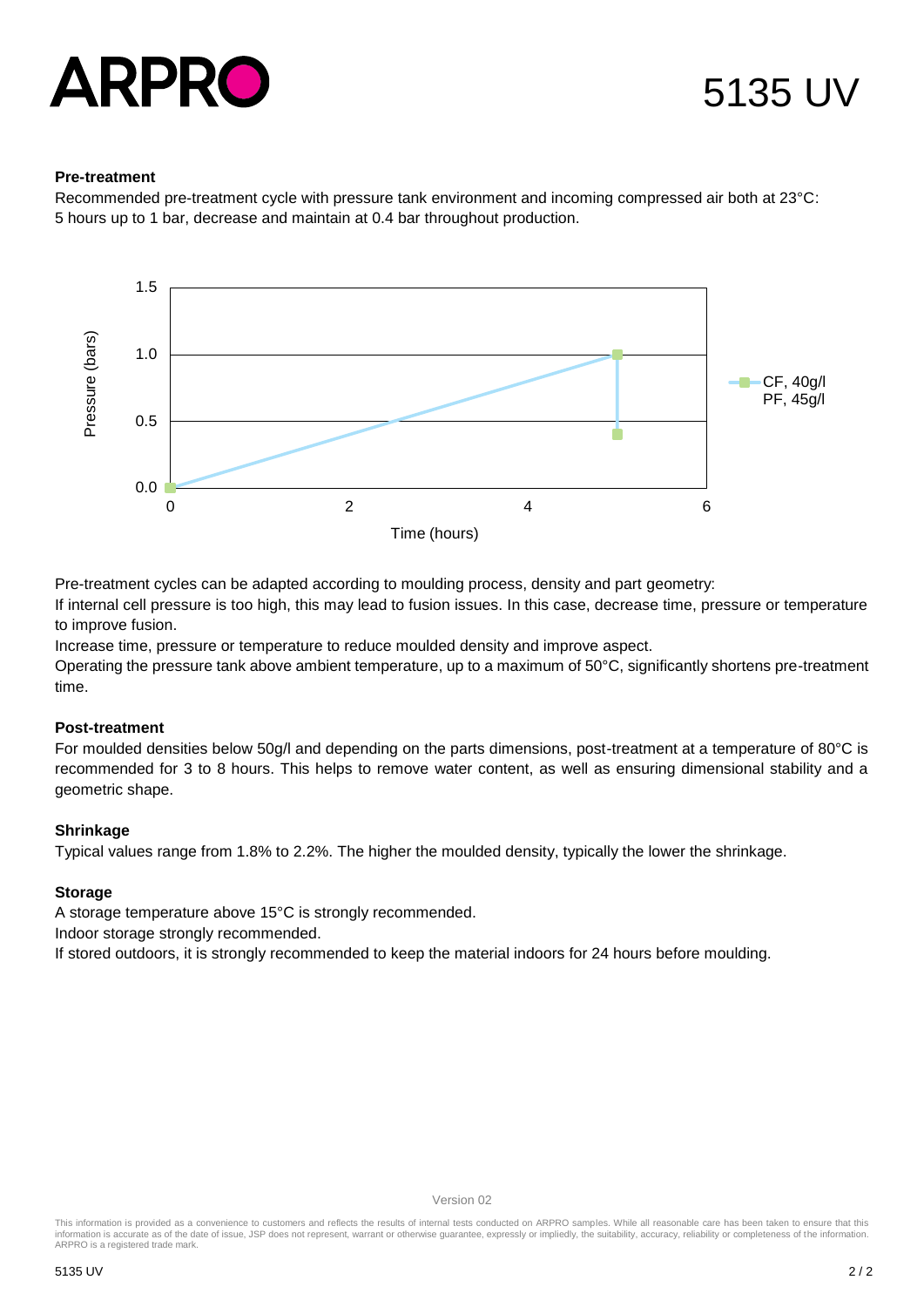# ARPRO

# 5135 UV

### Pre-treatment

Recommended pre-treatment cycle with pressure tank environment and incoming compressed air both at 23°C:
5 hours up to 1 bar, decrease and maintain at 0.4 bar throughout production.

1.5
1.0
0.5
0.0
Pressure (bars)
0
2
4
6
Time (hours)
CF, 40g/l
PF, 45g/l

Pre-treatment cycles can be adapted according to moulding process, density and part geometry:
If internal cell pressure is too high, this may lead to fusion issues. In this case, decrease time, pressure or temperature to improve fusion.
Increase time, pressure or temperature to reduce moulded density and improve aspect.
Operating the pressure tank above ambient temperature, up to a maximum of 50°C, significantly shortens pre-treatment time.

### Post-treatment

For moulded densities below 50g/l and depending on the parts dimensions, post-treatment at a temperature of 80°C is recommended for 3 to 8 hours. This helps to remove water content, as well as ensuring dimensional stability and a geometric shape.

### Shrinkage

Typical values range from 1.8% to 2.2%. The higher the moulded density, typically the lower the shrinkage.

### Storage

A storage temperature above 15°C is strongly recommended.
Indoor storage strongly recommended.
If stored outdoors, it is strongly recommended to keep the material indoors for 24 hours before moulding.

Version 02

This information is provided as a convenience to customers and reflects the results of internal tests conducted on ARPRO samples. While all reasonable care has been taken to ensure that this information is accurate as of the date of issue, JSP does not represent, warrant or otherwise guarantee, expressly or impliedly, the suitability, accuracy, reliability or completeness of the information. ARPRO is a registered trade mark.